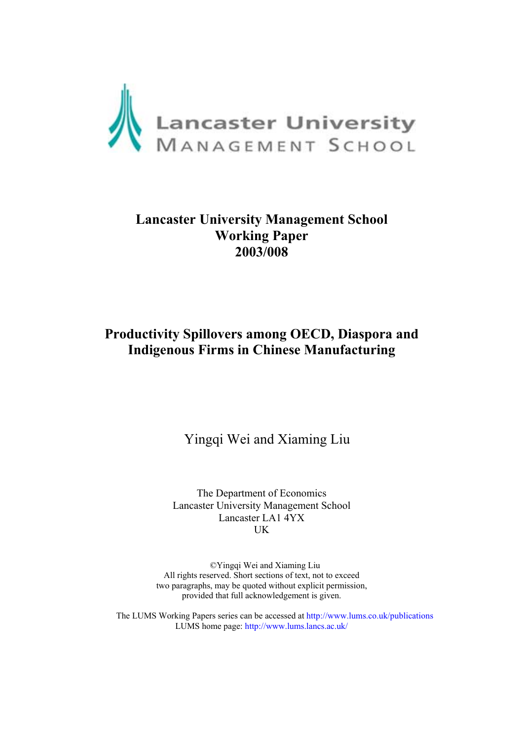Lancaster University
MANAGEMENT SCHOOL

**Lancaster University Management School**
**Working Paper**
**2003/008**

# Productivity Spillovers among OECD, Diaspora and Indigenous Firms in Chinese Manufacturing

Yingqi Wei and Xiaming Liu

The Department of Economics
Lancaster University Management School
Lancaster LA1 4YX
UK

©Yingqi Wei and Xiaming Liu
All rights reserved. Short sections of text, not to exceed two paragraphs, may be quoted without explicit permission, provided that full acknowledgement is given.

The LUMS Working Papers series can be accessed at http://www.lums.co.uk/publications
LUMS home page: http://www.lums.lancs.ac.uk/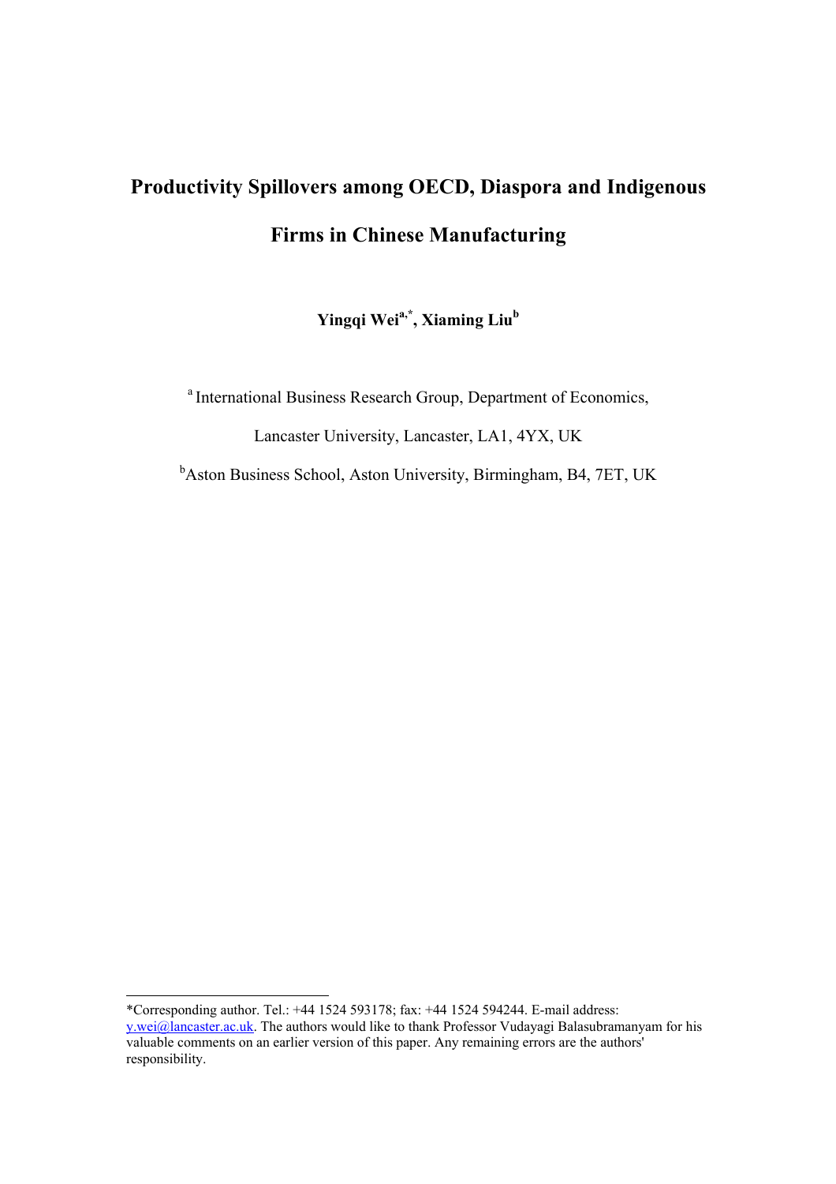# Productivity Spillovers among OECD, Diaspora and Indigenous Firms in Chinese Manufacturing

**Yingqi Wei[a,*], Xiaming Liu[b]**

[a] International Business Research Group, Department of Economics,

Lancaster University, Lancaster, LA1, 4YX, UK

[b]Aston Business School, Aston University, Birmingham, B4, 7ET, UK

---

*Corresponding author. Tel.: +44 1524 593178; fax: +44 1524 594244. E-mail address: y.wei@lancaster.ac.uk. The authors would like to thank Professor Vudayagi Balasubramanyam for his valuable comments on an earlier version of this paper. Any remaining errors are the authors' responsibility.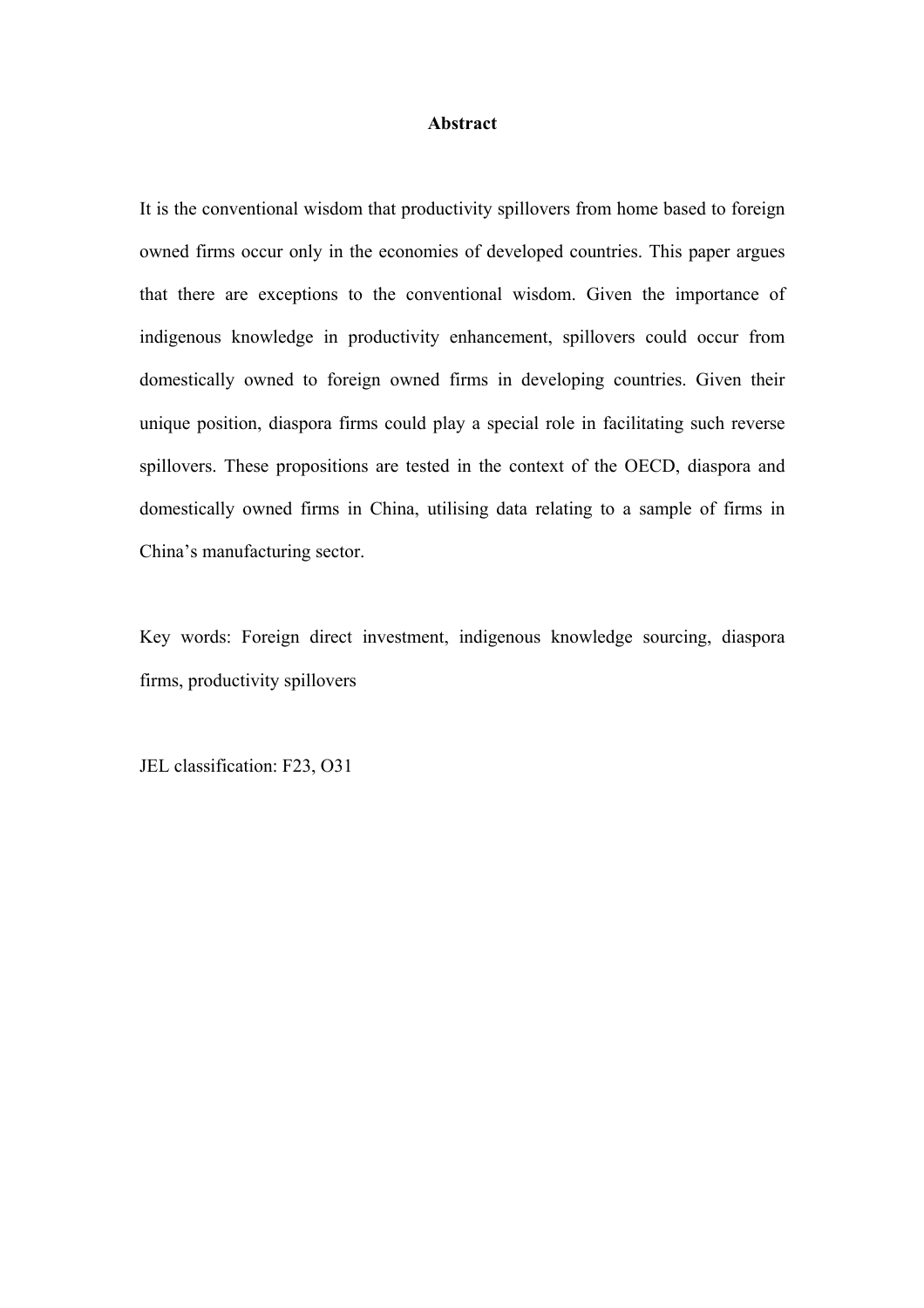**Abstract**

It is the conventional wisdom that productivity spillovers from home based to foreign owned firms occur only in the economies of developed countries. This paper argues that there are exceptions to the conventional wisdom. Given the importance of indigenous knowledge in productivity enhancement, spillovers could occur from domestically owned to foreign owned firms in developing countries. Given their unique position, diaspora firms could play a special role in facilitating such reverse spillovers. These propositions are tested in the context of the OECD, diaspora and domestically owned firms in China, utilising data relating to a sample of firms in China's manufacturing sector.

Key words: Foreign direct investment, indigenous knowledge sourcing, diaspora firms, productivity spillovers

JEL classification: F23, O31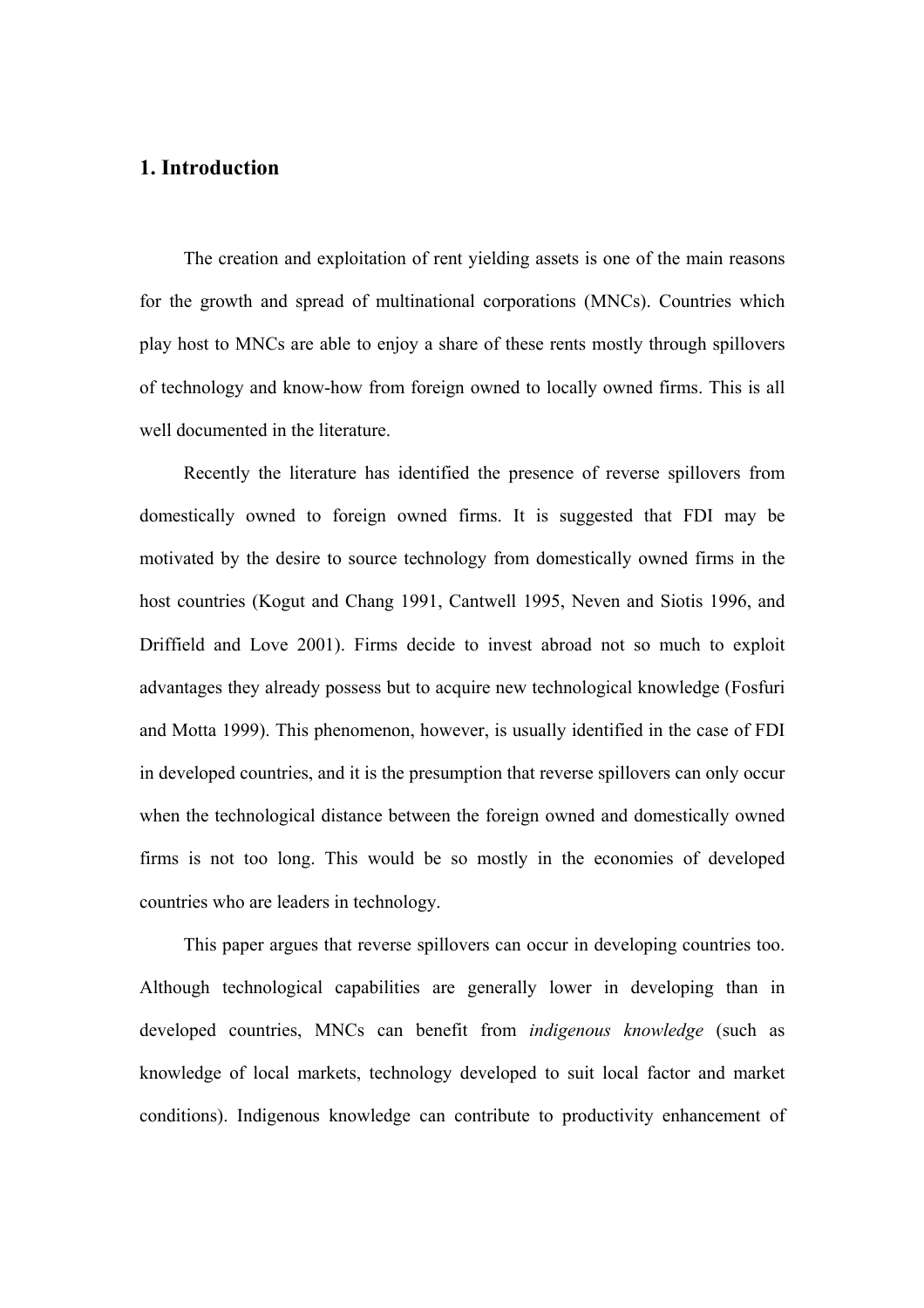## 1. Introduction

The creation and exploitation of rent yielding assets is one of the main reasons for the growth and spread of multinational corporations (MNCs). Countries which play host to MNCs are able to enjoy a share of these rents mostly through spillovers of technology and know-how from foreign owned to locally owned firms. This is all well documented in the literature.

Recently the literature has identified the presence of reverse spillovers from domestically owned to foreign owned firms. It is suggested that FDI may be motivated by the desire to source technology from domestically owned firms in the host countries (Kogut and Chang 1991, Cantwell 1995, Neven and Siotis 1996, and Driffield and Love 2001). Firms decide to invest abroad not so much to exploit advantages they already possess but to acquire new technological knowledge (Fosfuri and Motta 1999). This phenomenon, however, is usually identified in the case of FDI in developed countries, and it is the presumption that reverse spillovers can only occur when the technological distance between the foreign owned and domestically owned firms is not too long. This would be so mostly in the economies of developed countries who are leaders in technology.

This paper argues that reverse spillovers can occur in developing countries too. Although technological capabilities are generally lower in developing than in developed countries, MNCs can benefit from *indigenous knowledge* (such as knowledge of local markets, technology developed to suit local factor and market conditions). Indigenous knowledge can contribute to productivity enhancement of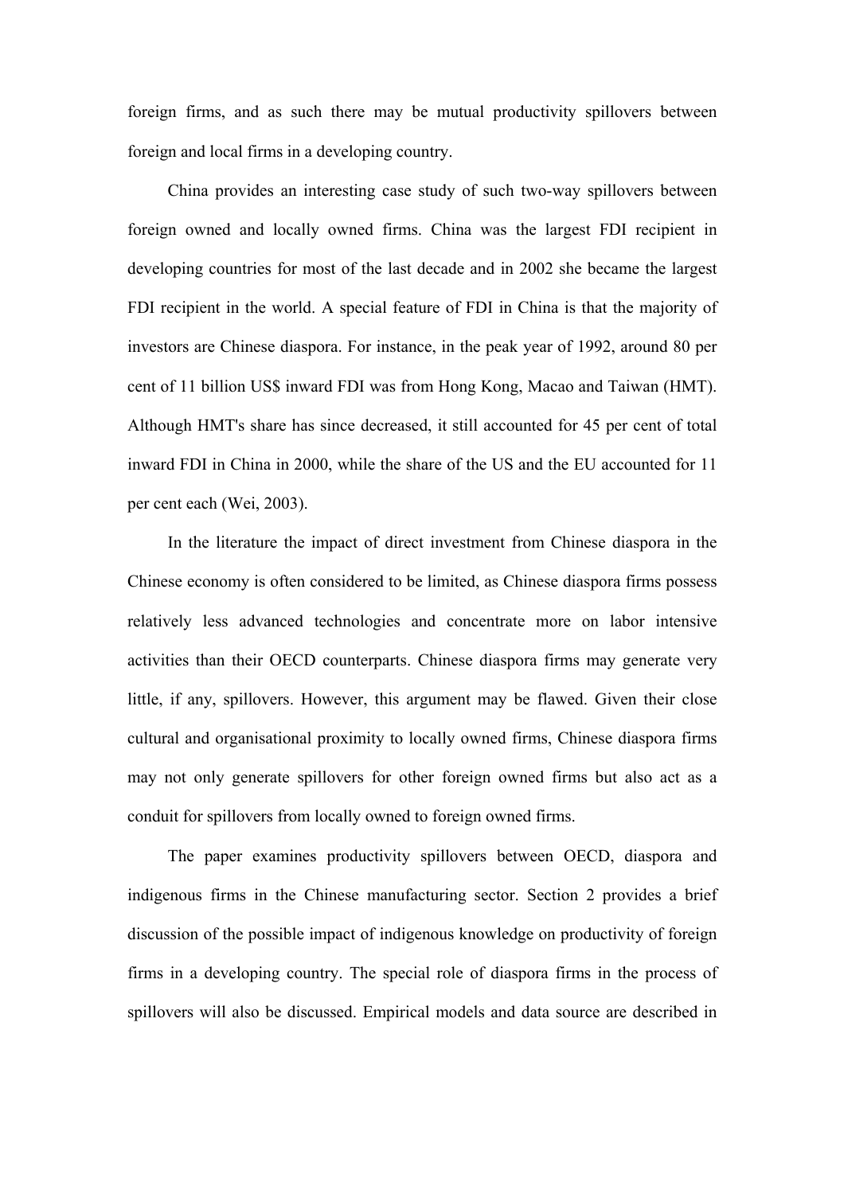foreign firms, and as such there may be mutual productivity spillovers between foreign and local firms in a developing country.

China provides an interesting case study of such two-way spillovers between foreign owned and locally owned firms. China was the largest FDI recipient in developing countries for most of the last decade and in 2002 she became the largest FDI recipient in the world. A special feature of FDI in China is that the majority of investors are Chinese diaspora. For instance, in the peak year of 1992, around 80 per cent of 11 billion US$ inward FDI was from Hong Kong, Macao and Taiwan (HMT). Although HMT's share has since decreased, it still accounted for 45 per cent of total inward FDI in China in 2000, while the share of the US and the EU accounted for 11 per cent each (Wei, 2003).

In the literature the impact of direct investment from Chinese diaspora in the Chinese economy is often considered to be limited, as Chinese diaspora firms possess relatively less advanced technologies and concentrate more on labor intensive activities than their OECD counterparts. Chinese diaspora firms may generate very little, if any, spillovers. However, this argument may be flawed. Given their close cultural and organisational proximity to locally owned firms, Chinese diaspora firms may not only generate spillovers for other foreign owned firms but also act as a conduit for spillovers from locally owned to foreign owned firms.

The paper examines productivity spillovers between OECD, diaspora and indigenous firms in the Chinese manufacturing sector. Section 2 provides a brief discussion of the possible impact of indigenous knowledge on productivity of foreign firms in a developing country. The special role of diaspora firms in the process of spillovers will also be discussed. Empirical models and data source are described in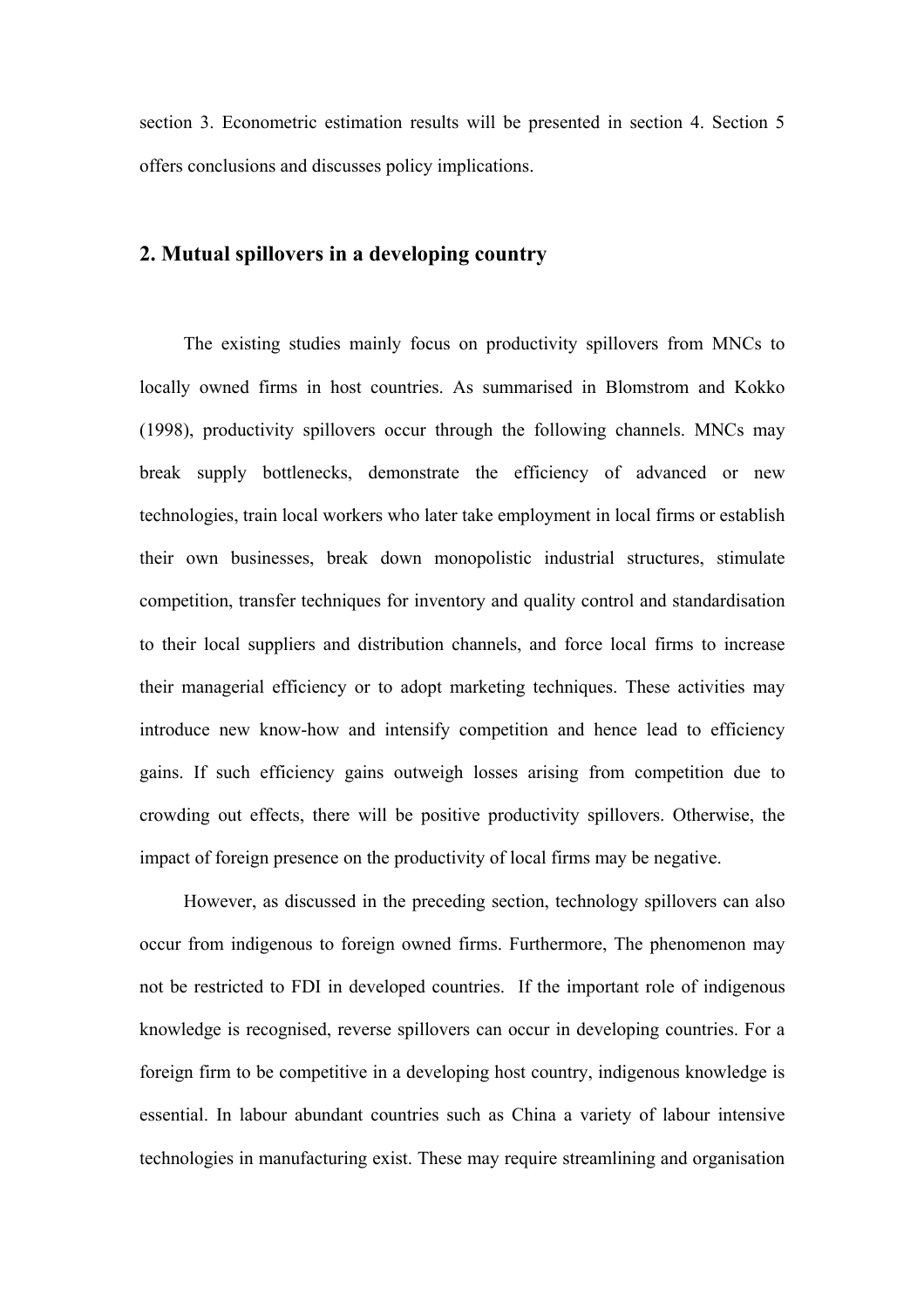section 3. Econometric estimation results will be presented in section 4. Section 5 offers conclusions and discusses policy implications.

## 2. Mutual spillovers in a developing country

The existing studies mainly focus on productivity spillovers from MNCs to locally owned firms in host countries. As summarised in Blomstrom and Kokko (1998), productivity spillovers occur through the following channels. MNCs may break supply bottlenecks, demonstrate the efficiency of advanced or new technologies, train local workers who later take employment in local firms or establish their own businesses, break down monopolistic industrial structures, stimulate competition, transfer techniques for inventory and quality control and standardisation to their local suppliers and distribution channels, and force local firms to increase their managerial efficiency or to adopt marketing techniques. These activities may introduce new know-how and intensify competition and hence lead to efficiency gains. If such efficiency gains outweigh losses arising from competition due to crowding out effects, there will be positive productivity spillovers. Otherwise, the impact of foreign presence on the productivity of local firms may be negative.

However, as discussed in the preceding section, technology spillovers can also occur from indigenous to foreign owned firms. Furthermore, The phenomenon may not be restricted to FDI in developed countries. If the important role of indigenous knowledge is recognised, reverse spillovers can occur in developing countries. For a foreign firm to be competitive in a developing host country, indigenous knowledge is essential. In labour abundant countries such as China a variety of labour intensive technologies in manufacturing exist. These may require streamlining and organisation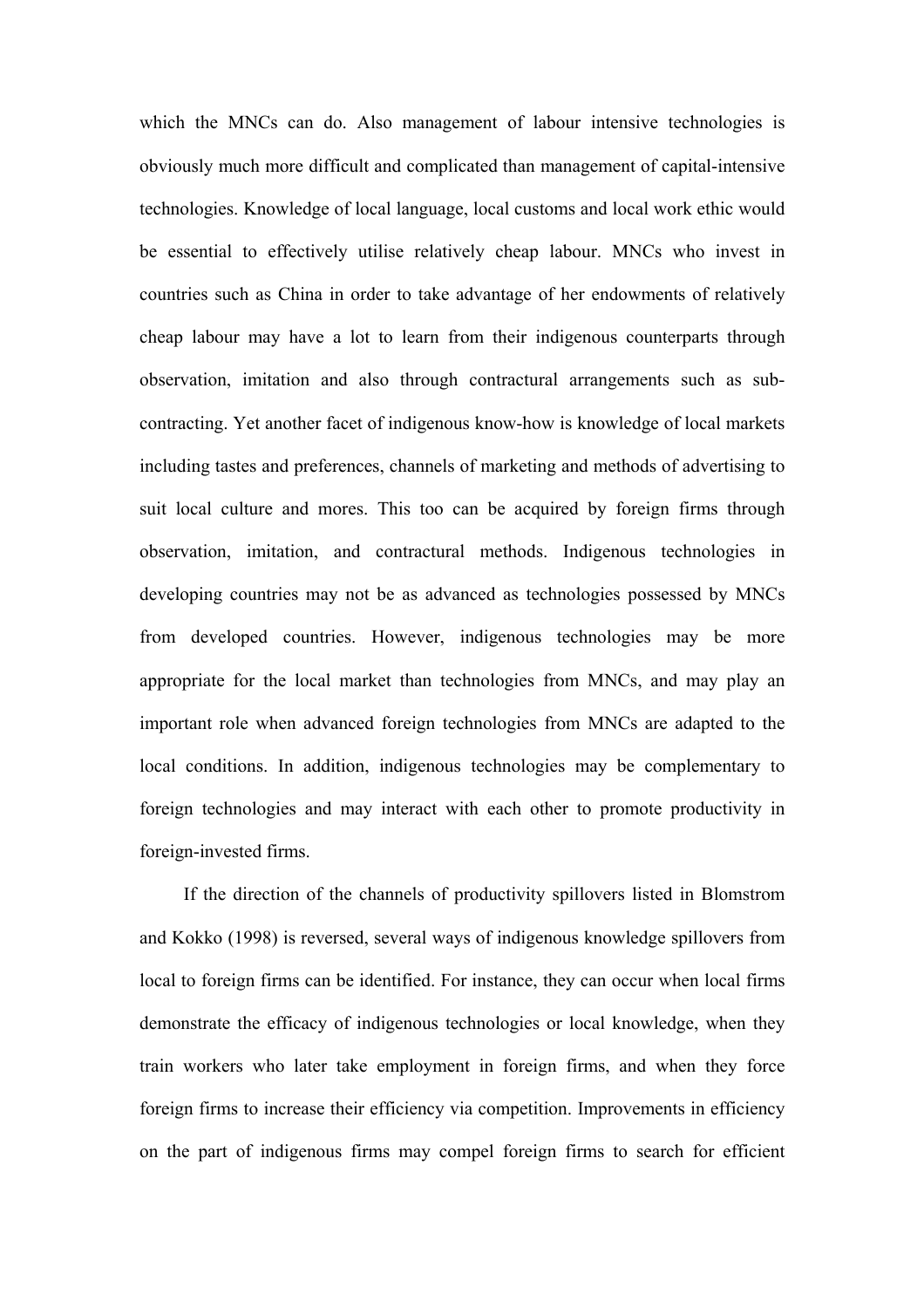which the MNCs can do. Also management of labour intensive technologies is obviously much more difficult and complicated than management of capital-intensive technologies. Knowledge of local language, local customs and local work ethic would be essential to effectively utilise relatively cheap labour. MNCs who invest in countries such as China in order to take advantage of her endowments of relatively cheap labour may have a lot to learn from their indigenous counterparts through observation, imitation and also through contractural arrangements such as sub-contracting. Yet another facet of indigenous know-how is knowledge of local markets including tastes and preferences, channels of marketing and methods of advertising to suit local culture and mores. This too can be acquired by foreign firms through observation, imitation, and contractural methods. Indigenous technologies in developing countries may not be as advanced as technologies possessed by MNCs from developed countries. However, indigenous technologies may be more appropriate for the local market than technologies from MNCs, and may play an important role when advanced foreign technologies from MNCs are adapted to the local conditions. In addition, indigenous technologies may be complementary to foreign technologies and may interact with each other to promote productivity in foreign-invested firms.

If the direction of the channels of productivity spillovers listed in Blomstrom and Kokko (1998) is reversed, several ways of indigenous knowledge spillovers from local to foreign firms can be identified. For instance, they can occur when local firms demonstrate the efficacy of indigenous technologies or local knowledge, when they train workers who later take employment in foreign firms, and when they force foreign firms to increase their efficiency via competition. Improvements in efficiency on the part of indigenous firms may compel foreign firms to search for efficient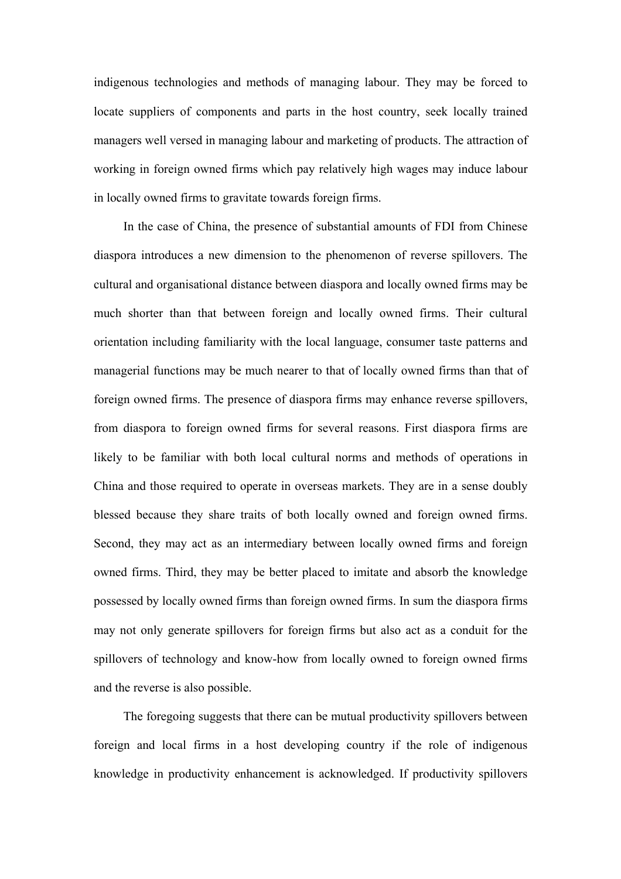indigenous technologies and methods of managing labour. They may be forced to locate suppliers of components and parts in the host country, seek locally trained managers well versed in managing labour and marketing of products. The attraction of working in foreign owned firms which pay relatively high wages may induce labour in locally owned firms to gravitate towards foreign firms.

In the case of China, the presence of substantial amounts of FDI from Chinese diaspora introduces a new dimension to the phenomenon of reverse spillovers. The cultural and organisational distance between diaspora and locally owned firms may be much shorter than that between foreign and locally owned firms. Their cultural orientation including familiarity with the local language, consumer taste patterns and managerial functions may be much nearer to that of locally owned firms than that of foreign owned firms. The presence of diaspora firms may enhance reverse spillovers, from diaspora to foreign owned firms for several reasons. First diaspora firms are likely to be familiar with both local cultural norms and methods of operations in China and those required to operate in overseas markets. They are in a sense doubly blessed because they share traits of both locally owned and foreign owned firms. Second, they may act as an intermediary between locally owned firms and foreign owned firms. Third, they may be better placed to imitate and absorb the knowledge possessed by locally owned firms than foreign owned firms. In sum the diaspora firms may not only generate spillovers for foreign firms but also act as a conduit for the spillovers of technology and know-how from locally owned to foreign owned firms and the reverse is also possible.

The foregoing suggests that there can be mutual productivity spillovers between foreign and local firms in a host developing country if the role of indigenous knowledge in productivity enhancement is acknowledged. If productivity spillovers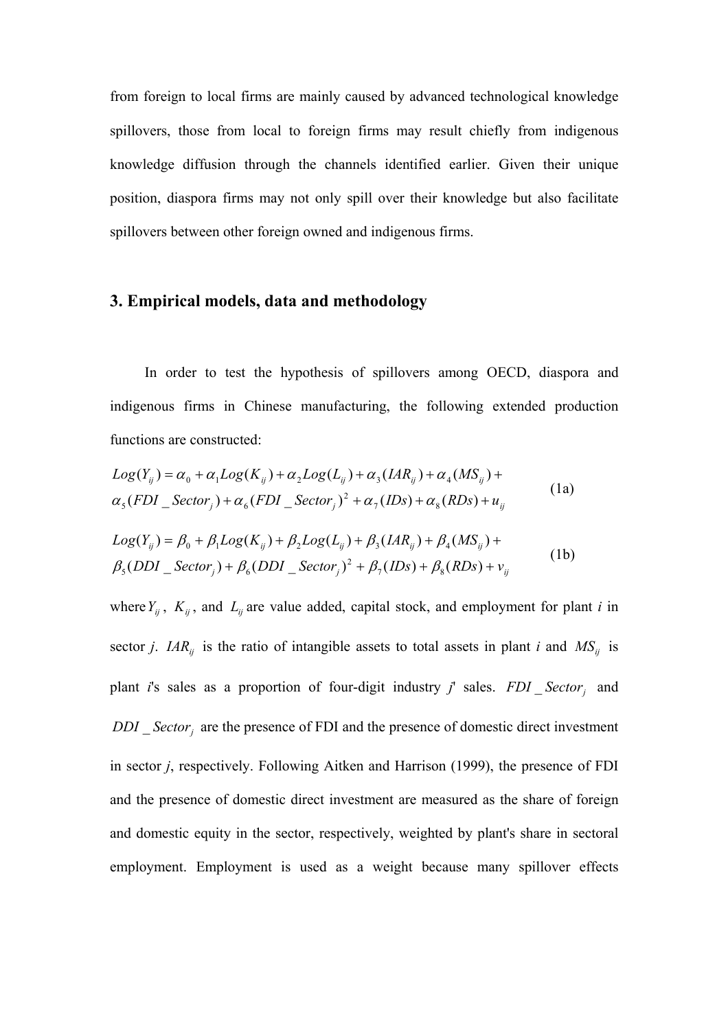from foreign to local firms are mainly caused by advanced technological knowledge spillovers, those from local to foreign firms may result chiefly from indigenous knowledge diffusion through the channels identified earlier. Given their unique position, diaspora firms may not only spill over their knowledge but also facilitate spillovers between other foreign owned and indigenous firms.

## 3. Empirical models, data and methodology

In order to test the hypothesis of spillovers among OECD, diaspora and indigenous firms in Chinese manufacturing, the following extended production functions are constructed:

$$Log(Y_{ij}) = \alpha_0 + \alpha_1 Log(K_{ij}) + \alpha_2 Log(L_{ij}) + \alpha_3 (IAR_{ij}) + \alpha_4 (MS_{ij}) + \alpha_5 (FDI\_Sector_j) + \alpha_6 (FDI\_Sector_j)^2 + \alpha_7 (IDs) + \alpha_8 (RDs) + u_{ij} \quad (1a)$$

$$Log(Y_{ij}) = \beta_0 + \beta_1 Log(K_{ij}) + \beta_2 Log(L_{ij}) + \beta_3 (IAR_{ij}) + \beta_4 (MS_{ij}) + \beta_5 (DDI\_Sector_j) + \beta_6 (DDI\_Sector_j)^2 + \beta_7 (IDs) + \beta_8 (RDs) + v_{ij} \quad (1b)$$

where $Y_{ij}$, $K_{ij}$, and $L_{ij}$ are value added, capital stock, and employment for plant *i* in sector *j*. $IAR_{ij}$ is the ratio of intangible assets to total assets in plant *i* and $MS_{ij}$ is plant *i*'s sales as a proportion of four-digit industry *j*' sales. $FDI\_Sector_j$ and $DDI\_Sector_j$ are the presence of FDI and the presence of domestic direct investment in sector *j*, respectively. Following Aitken and Harrison (1999), the presence of FDI and the presence of domestic direct investment are measured as the share of foreign and domestic equity in the sector, respectively, weighted by plant's share in sectoral employment. Employment is used as a weight because many spillover effects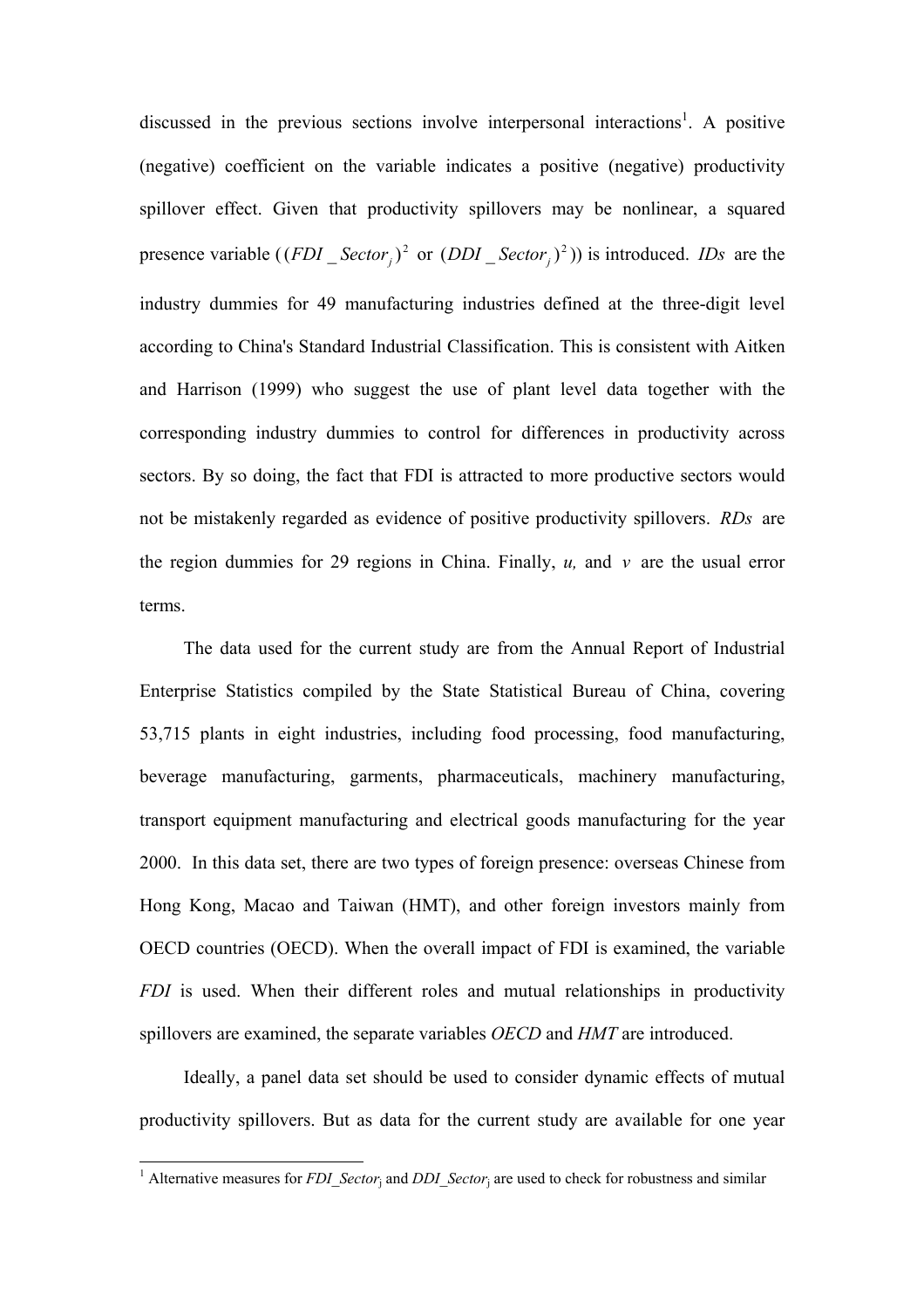discussed in the previous sections involve interpersonal interactions[1]. A positive (negative) coefficient on the variable indicates a positive (negative) productivity spillover effect. Given that productivity spillovers may be nonlinear, a squared presence variable ($(FDI\_Sector_j)^2$ or $(DDI\_Sector_j)^2$) is introduced. *IDs* are the industry dummies for 49 manufacturing industries defined at the three-digit level according to China's Standard Industrial Classification. This is consistent with Aitken and Harrison (1999) who suggest the use of plant level data together with the corresponding industry dummies to control for differences in productivity across sectors. By so doing, the fact that FDI is attracted to more productive sectors would not be mistakenly regarded as evidence of positive productivity spillovers. *RDs* are the region dummies for 29 regions in China. Finally, $u$, and $v$ are the usual error terms.

The data used for the current study are from the Annual Report of Industrial Enterprise Statistics compiled by the State Statistical Bureau of China, covering 53,715 plants in eight industries, including food processing, food manufacturing, beverage manufacturing, garments, pharmaceuticals, machinery manufacturing, transport equipment manufacturing and electrical goods manufacturing for the year 2000. In this data set, there are two types of foreign presence: overseas Chinese from Hong Kong, Macao and Taiwan (HMT), and other foreign investors mainly from OECD countries (OECD). When the overall impact of FDI is examined, the variable *FDI* is used. When their different roles and mutual relationships in productivity spillovers are examined, the separate variables *OECD* and *HMT* are introduced.

Ideally, a panel data set should be used to consider dynamic effects of mutual productivity spillovers. But as data for the current study are available for one year

[1] Alternative measures for $FDI\_Sector_j$ and $DDI\_Sector_j$ are used to check for robustness and similar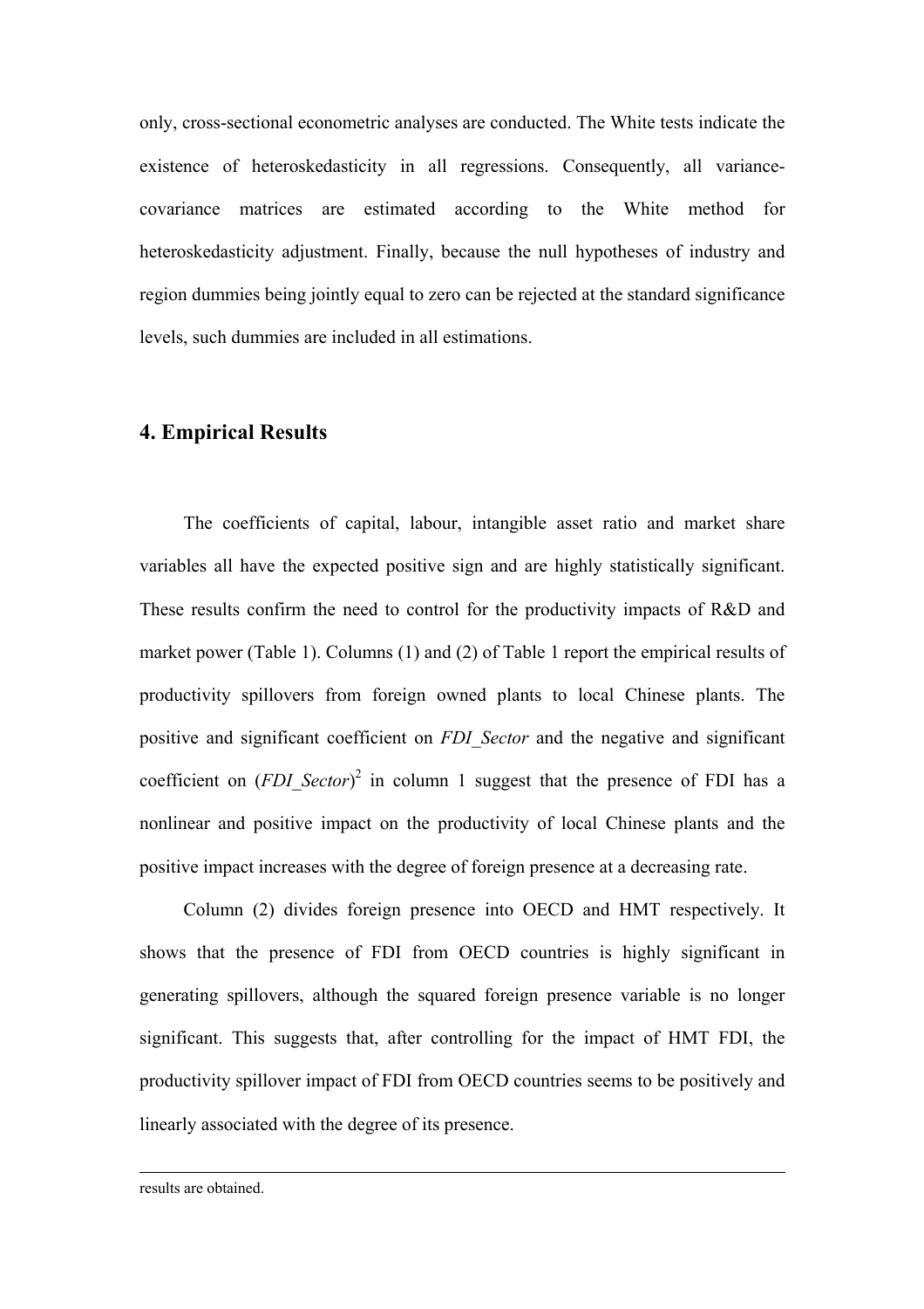only, cross-sectional econometric analyses are conducted. The White tests indicate the existence of heteroskedasticity in all regressions. Consequently, all variance-covariance matrices are estimated according to the White method for heteroskedasticity adjustment. Finally, because the null hypotheses of industry and region dummies being jointly equal to zero can be rejected at the standard significance levels, such dummies are included in all estimations.

## 4. Empirical Results

The coefficients of capital, labour, intangible asset ratio and market share variables all have the expected positive sign and are highly statistically significant. These results confirm the need to control for the productivity impacts of R&D and market power (Table 1). Columns (1) and (2) of Table 1 report the empirical results of productivity spillovers from foreign owned plants to local Chinese plants. The positive and significant coefficient on *FDI_Sector* and the negative and significant coefficient on $(FDI\_Sector)^2$ in column 1 suggest that the presence of FDI has a nonlinear and positive impact on the productivity of local Chinese plants and the positive impact increases with the degree of foreign presence at a decreasing rate.

Column (2) divides foreign presence into OECD and HMT respectively. It shows that the presence of FDI from OECD countries is highly significant in generating spillovers, although the squared foreign presence variable is no longer significant. This suggests that, after controlling for the impact of HMT FDI, the productivity spillover impact of FDI from OECD countries seems to be positively and linearly associated with the degree of its presence.

---

results are obtained.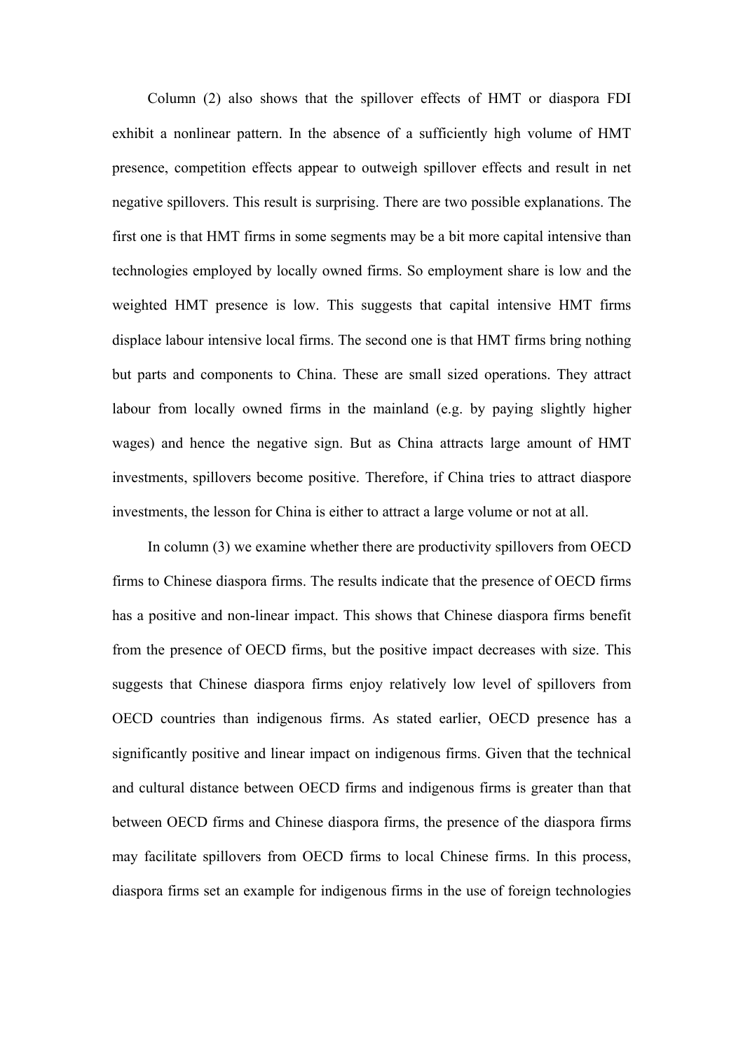Column (2) also shows that the spillover effects of HMT or diaspora FDI exhibit a nonlinear pattern. In the absence of a sufficiently high volume of HMT presence, competition effects appear to outweigh spillover effects and result in net negative spillovers. This result is surprising. There are two possible explanations. The first one is that HMT firms in some segments may be a bit more capital intensive than technologies employed by locally owned firms. So employment share is low and the weighted HMT presence is low. This suggests that capital intensive HMT firms displace labour intensive local firms. The second one is that HMT firms bring nothing but parts and components to China. These are small sized operations. They attract labour from locally owned firms in the mainland (e.g. by paying slightly higher wages) and hence the negative sign. But as China attracts large amount of HMT investments, spillovers become positive. Therefore, if China tries to attract diaspore investments, the lesson for China is either to attract a large volume or not at all.

In column (3) we examine whether there are productivity spillovers from OECD firms to Chinese diaspora firms. The results indicate that the presence of OECD firms has a positive and non-linear impact. This shows that Chinese diaspora firms benefit from the presence of OECD firms, but the positive impact decreases with size. This suggests that Chinese diaspora firms enjoy relatively low level of spillovers from OECD countries than indigenous firms. As stated earlier, OECD presence has a significantly positive and linear impact on indigenous firms. Given that the technical and cultural distance between OECD firms and indigenous firms is greater than that between OECD firms and Chinese diaspora firms, the presence of the diaspora firms may facilitate spillovers from OECD firms to local Chinese firms. In this process, diaspora firms set an example for indigenous firms in the use of foreign technologies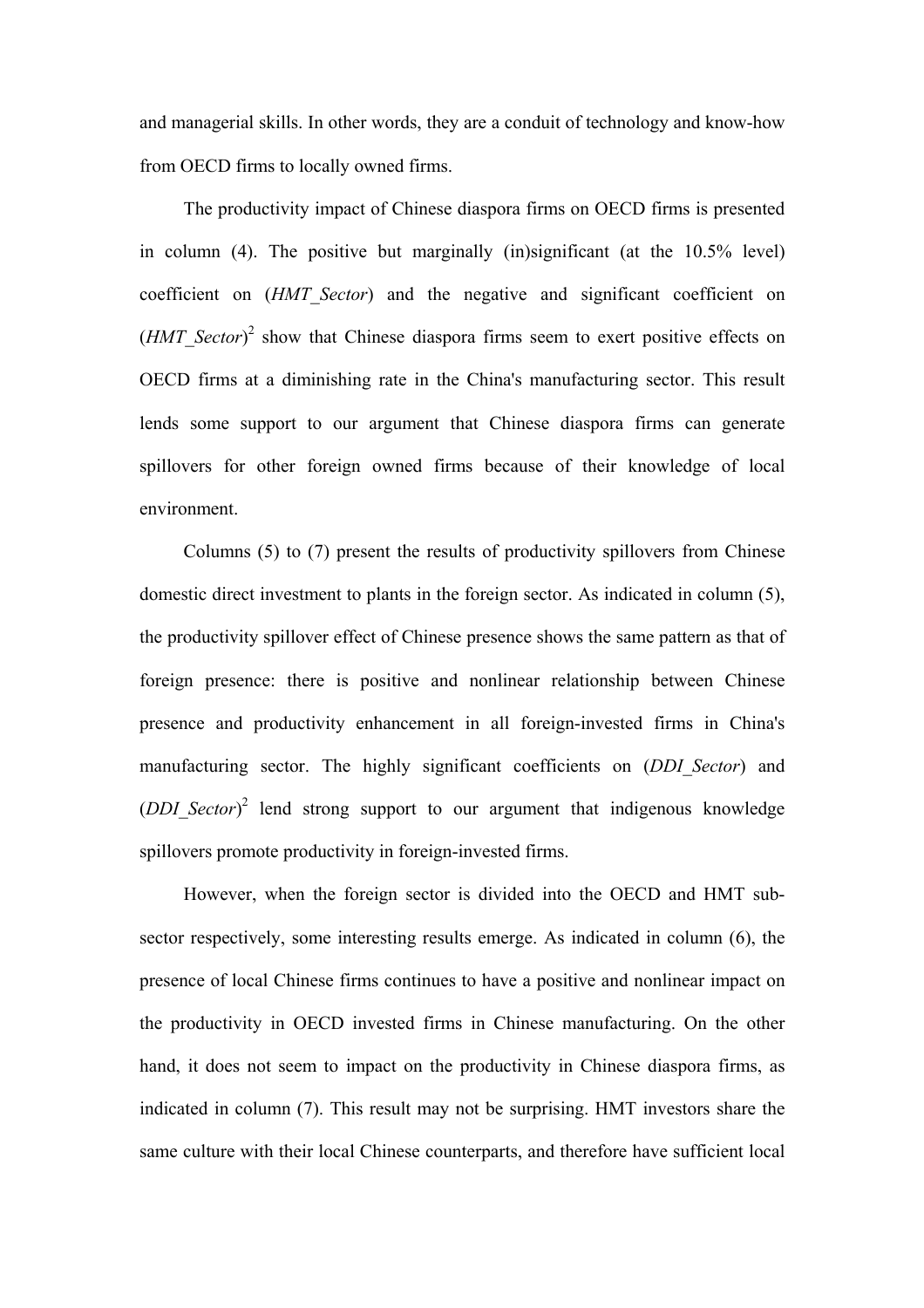and managerial skills. In other words, they are a conduit of technology and know-how from OECD firms to locally owned firms.

The productivity impact of Chinese diaspora firms on OECD firms is presented in column (4). The positive but marginally (in)significant (at the 10.5% level) coefficient on (*HMT_Sector*) and the negative and significant coefficient on $(HMT\_Sector)^2$ show that Chinese diaspora firms seem to exert positive effects on OECD firms at a diminishing rate in the China's manufacturing sector. This result lends some support to our argument that Chinese diaspora firms can generate spillovers for other foreign owned firms because of their knowledge of local environment.

Columns (5) to (7) present the results of productivity spillovers from Chinese domestic direct investment to plants in the foreign sector. As indicated in column (5), the productivity spillover effect of Chinese presence shows the same pattern as that of foreign presence: there is positive and nonlinear relationship between Chinese presence and productivity enhancement in all foreign-invested firms in China's manufacturing sector. The highly significant coefficients on (*DDI_Sector*) and $(DDI\_Sector)^2$ lend strong support to our argument that indigenous knowledge spillovers promote productivity in foreign-invested firms.

However, when the foreign sector is divided into the OECD and HMT sub-sector respectively, some interesting results emerge. As indicated in column (6), the presence of local Chinese firms continues to have a positive and nonlinear impact on the productivity in OECD invested firms in Chinese manufacturing. On the other hand, it does not seem to impact on the productivity in Chinese diaspora firms, as indicated in column (7). This result may not be surprising. HMT investors share the same culture with their local Chinese counterparts, and therefore have sufficient local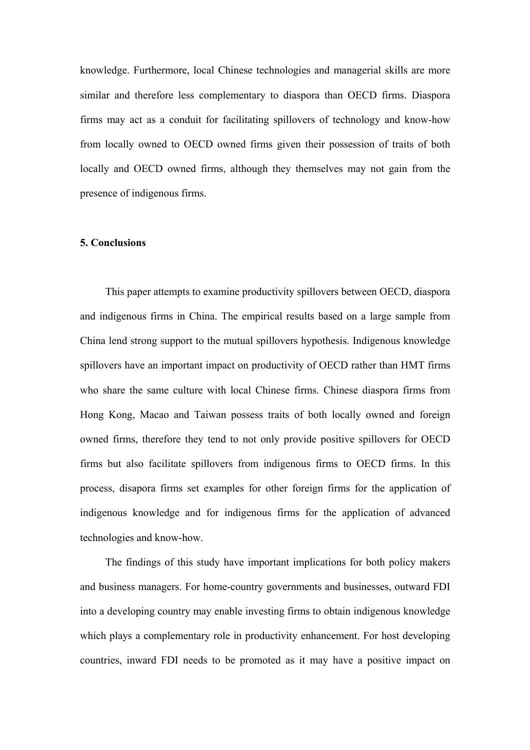knowledge. Furthermore, local Chinese technologies and managerial skills are more similar and therefore less complementary to diaspora than OECD firms. Diaspora firms may act as a conduit for facilitating spillovers of technology and know-how from locally owned to OECD owned firms given their possession of traits of both locally and OECD owned firms, although they themselves may not gain from the presence of indigenous firms.

## 5. Conclusions

This paper attempts to examine productivity spillovers between OECD, diaspora and indigenous firms in China. The empirical results based on a large sample from China lend strong support to the mutual spillovers hypothesis. Indigenous knowledge spillovers have an important impact on productivity of OECD rather than HMT firms who share the same culture with local Chinese firms. Chinese diaspora firms from Hong Kong, Macao and Taiwan possess traits of both locally owned and foreign owned firms, therefore they tend to not only provide positive spillovers for OECD firms but also facilitate spillovers from indigenous firms to OECD firms. In this process, disapora firms set examples for other foreign firms for the application of indigenous knowledge and for indigenous firms for the application of advanced technologies and know-how.

The findings of this study have important implications for both policy makers and business managers. For home-country governments and businesses, outward FDI into a developing country may enable investing firms to obtain indigenous knowledge which plays a complementary role in productivity enhancement. For host developing countries, inward FDI needs to be promoted as it may have a positive impact on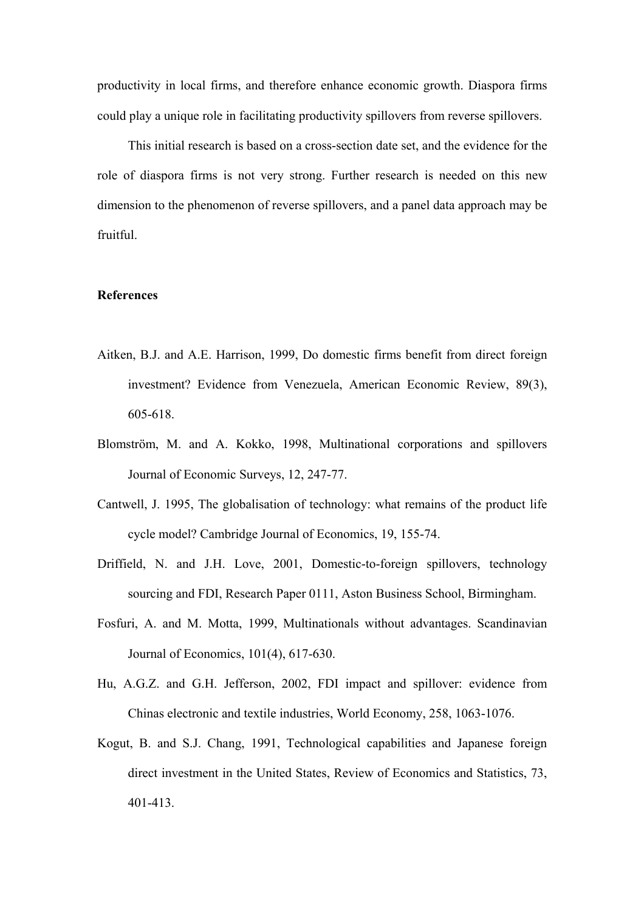productivity in local firms, and therefore enhance economic growth. Diaspora firms could play a unique role in facilitating productivity spillovers from reverse spillovers.

This initial research is based on a cross-section date set, and the evidence for the role of diaspora firms is not very strong. Further research is needed on this new dimension to the phenomenon of reverse spillovers, and a panel data approach may be fruitful.

**References**

Aitken, B.J. and A.E. Harrison, 1999, Do domestic firms benefit from direct foreign investment? Evidence from Venezuela, American Economic Review, 89(3), 605-618.

Blomström, M. and A. Kokko, 1998, Multinational corporations and spillovers Journal of Economic Surveys, 12, 247-77.

Cantwell, J. 1995, The globalisation of technology: what remains of the product life cycle model? Cambridge Journal of Economics, 19, 155-74.

Driffield, N. and J.H. Love, 2001, Domestic-to-foreign spillovers, technology sourcing and FDI, Research Paper 0111, Aston Business School, Birmingham.

Fosfuri, A. and M. Motta, 1999, Multinationals without advantages. Scandinavian Journal of Economics, 101(4), 617-630.

Hu, A.G.Z. and G.H. Jefferson, 2002, FDI impact and spillover: evidence from Chinas electronic and textile industries, World Economy, 258, 1063-1076.

Kogut, B. and S.J. Chang, 1991, Technological capabilities and Japanese foreign direct investment in the United States, Review of Economics and Statistics, 73, 401-413.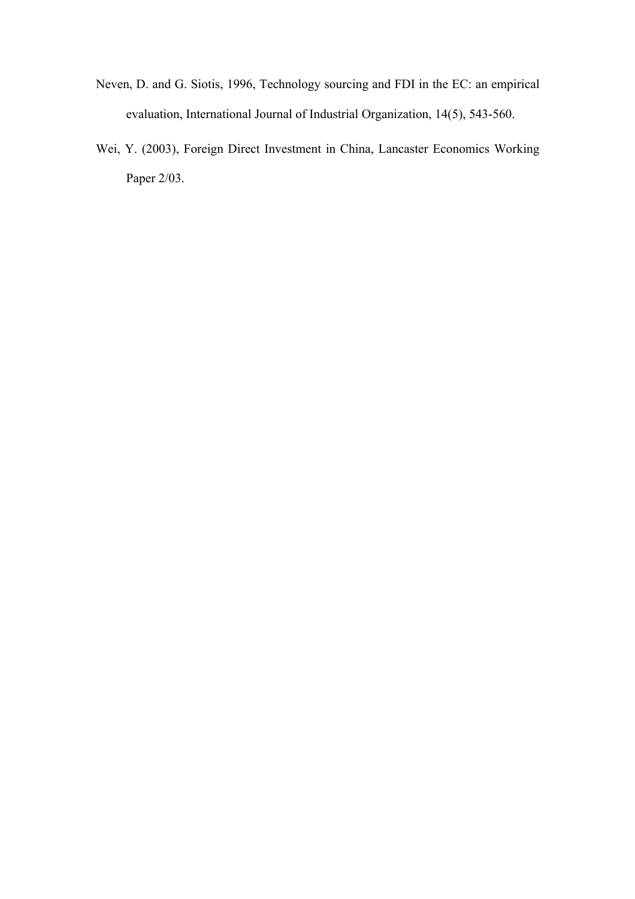Neven, D. and G. Siotis, 1996, Technology sourcing and FDI in the EC: an empirical evaluation, International Journal of Industrial Organization, 14(5), 543-560.

Wei, Y. (2003), Foreign Direct Investment in China, Lancaster Economics Working Paper 2/03.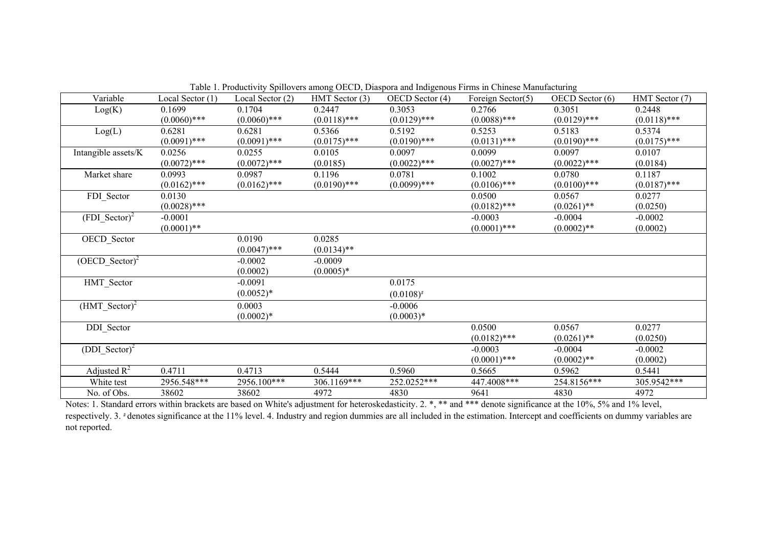Table 1. Productivity Spillovers among OECD, Diaspora and Indigenous Firms in Chinese Manufacturing

| Variable | Local Sector (1) | Local Sector (2) | HMT Sector (3) | OECD Sector (4) | Foreign Sector(5) | OECD Sector (6) | HMT Sector (7) |
|---|---|---|---|---|---|---|---|
| Log(K) | 0.1699<br>(0.0060)*** | 0.1704<br>(0.0060)*** | 0.2447<br>(0.0118)*** | 0.3053<br>(0.0129)*** | 0.2766<br>(0.0088)*** | 0.3051<br>(0.0129)*** | 0.2448<br>(0.0118)*** |
| Log(L) | 0.6281<br>(0.0091)*** | 0.6281<br>(0.0091)*** | 0.5366<br>(0.0175)*** | 0.5192<br>(0.0190)*** | 0.5253<br>(0.0131)*** | 0.5183<br>(0.0190)*** | 0.5374<br>(0.0175)*** |
| Intangible assets/K | 0.0256<br>(0.0072)*** | 0.0255<br>(0.0072)*** | 0.0105<br>(0.0185) | 0.0097<br>(0.0022)*** | 0.0099<br>(0.0027)*** | 0.0097<br>(0.0022)*** | 0.0107<br>(0.0184) |
| Market share | 0.0993<br>(0.0162)*** | 0.0987<br>(0.0162)*** | 0.1196<br>(0.0190)*** | 0.0781<br>(0.0099)*** | 0.1002<br>(0.0106)*** | 0.0780<br>(0.0100)*** | 0.1187<br>(0.0187)*** |
| FDI_Sector | 0.0130<br>(0.0028)*** | | | | 0.0500<br>(0.0182)*** | 0.0567<br>(0.0261)** | 0.0277<br>(0.0250) |
| $(\text{FDI\_Sector})^2$ | -0.0001<br>(0.0001)** | | | | -0.0003<br>(0.0001)*** | -0.0004<br>(0.0002)** | -0.0002<br>(0.0002) |
| OECD_Sector | | 0.0190<br>(0.0047)*** | 0.0285<br>(0.0134)** | | | | |
| $(\text{OECD\_Sector})^2$ | | -0.0002<br>(0.0002) | -0.0009<br>(0.0005)* | | | | |
| HMT_Sector | | -0.0091<br>(0.0052)* | | 0.0175<br>(0.0108)ᵃ | | | |
| $(\text{HMT\_Sector})^2$ | | 0.0003<br>(0.0002)* | | -0.0006<br>(0.0003)* | | | |
| DDI_Sector | | | | | 0.0500<br>(0.0182)*** | 0.0567<br>(0.0261)** | 0.0277<br>(0.0250) |
| $(\text{DDI\_Sector})^2$ | | | | | -0.0003<br>(0.0001)*** | -0.0004<br>(0.0002)** | -0.0002<br>(0.0002) |
| Adjusted $R^2$ | 0.4711 | 0.4713 | 0.5444 | 0.5960 | 0.5665 | 0.5962 | 0.5441 |
| White test | 2956.548*** | 2956.100*** | 306.1169*** | 252.0252*** | 447.4008*** | 254.8156*** | 305.9542*** |
| No. of Obs. | 38602 | 38602 | 4972 | 4830 | 9641 | 4830 | 4972 |

Notes: 1. Standard errors within brackets are based on White's adjustment for heteroskedasticity. 2. *, ** and *** denote significance at the 10%, 5% and 1% level, respectively. 3. ᵃ denotes significance at the 11% level. 4. Industry and region dummies are all included in the estimation. Intercept and coefficients on dummy variables are not reported.